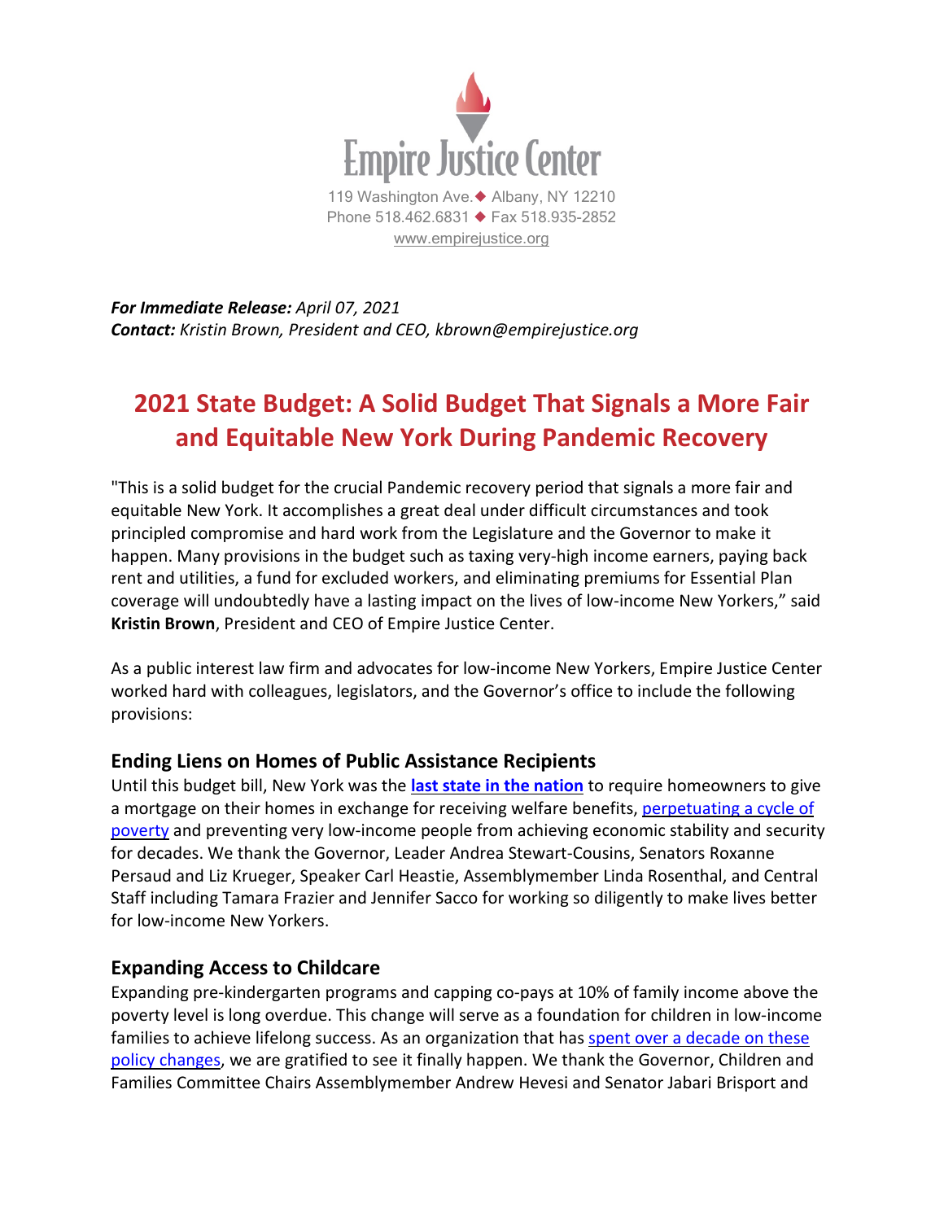Empire Justice Center

119 Washington Ave. ◆ Albany, NY 12210
Phone 518.462.6831 ◆ Fax 518.935-2852
www.empirejustice.org

***For Immediate Release:*** *April 07, 2021*
***Contact:*** *Kristin Brown, President and CEO, kbrown@empirejustice.org*

# 2021 State Budget: A Solid Budget That Signals a More Fair and Equitable New York During Pandemic Recovery

"This is a solid budget for the crucial Pandemic recovery period that signals a more fair and equitable New York. It accomplishes a great deal under difficult circumstances and took principled compromise and hard work from the Legislature and the Governor to make it happen. Many provisions in the budget such as taxing very-high income earners, paying back rent and utilities, a fund for excluded workers, and eliminating premiums for Essential Plan coverage will undoubtedly have a lasting impact on the lives of low-income New Yorkers," said **Kristin Brown**, President and CEO of Empire Justice Center.

As a public interest law firm and advocates for low-income New Yorkers, Empire Justice Center worked hard with colleagues, legislators, and the Governor's office to include the following provisions:

## Ending Liens on Homes of Public Assistance Recipients

Until this budget bill, New York was the **last state in the nation** to require homeowners to give a mortgage on their homes in exchange for receiving welfare benefits, perpetuating a cycle of poverty and preventing very low-income people from achieving economic stability and security for decades. We thank the Governor, Leader Andrea Stewart-Cousins, Senators Roxanne Persaud and Liz Krueger, Speaker Carl Heastie, Assemblymember Linda Rosenthal, and Central Staff including Tamara Frazier and Jennifer Sacco for working so diligently to make lives better for low-income New Yorkers.

## Expanding Access to Childcare

Expanding pre-kindergarten programs and capping co-pays at 10% of family income above the poverty level is long overdue. This change will serve as a foundation for children in low-income families to achieve lifelong success. As an organization that has spent over a decade on these policy changes, we are gratified to see it finally happen. We thank the Governor, Children and Families Committee Chairs Assemblymember Andrew Hevesi and Senator Jabari Brisport and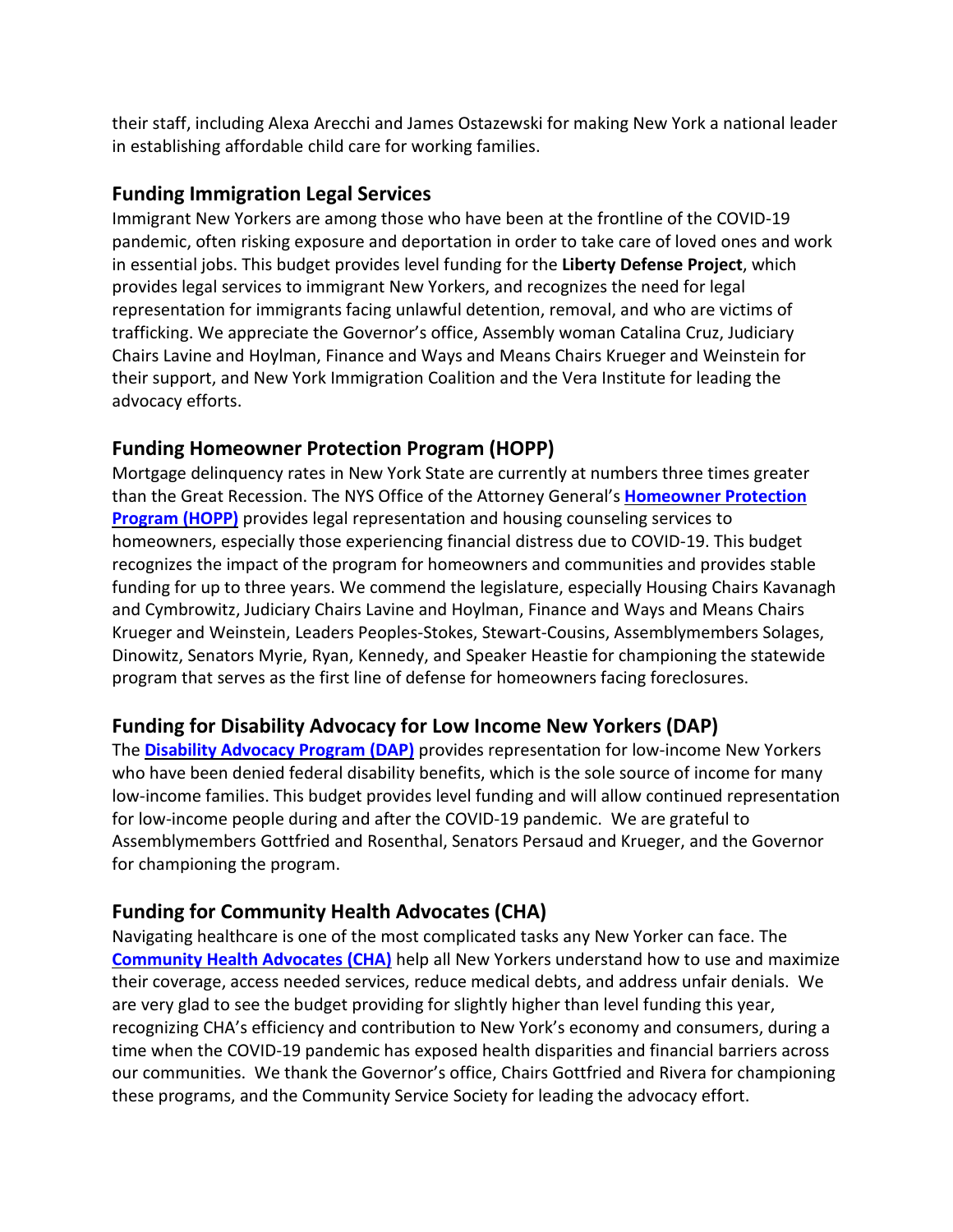their staff, including Alexa Arecchi and James Ostazewski for making New York a national leader in establishing affordable child care for working families.

## Funding Immigration Legal Services

Immigrant New Yorkers are among those who have been at the frontline of the COVID-19 pandemic, often risking exposure and deportation in order to take care of loved ones and work in essential jobs. This budget provides level funding for the **Liberty Defense Project**, which provides legal services to immigrant New Yorkers, and recognizes the need for legal representation for immigrants facing unlawful detention, removal, and who are victims of trafficking. We appreciate the Governor's office, Assembly woman Catalina Cruz, Judiciary Chairs Lavine and Hoylman, Finance and Ways and Means Chairs Krueger and Weinstein for their support, and New York Immigration Coalition and the Vera Institute for leading the advocacy efforts.

## Funding Homeowner Protection Program (HOPP)

Mortgage delinquency rates in New York State are currently at numbers three times greater than the Great Recession. The NYS Office of the Attorney General's **Homeowner Protection Program (HOPP)** provides legal representation and housing counseling services to homeowners, especially those experiencing financial distress due to COVID-19. This budget recognizes the impact of the program for homeowners and communities and provides stable funding for up to three years. We commend the legislature, especially Housing Chairs Kavanagh and Cymbrowitz, Judiciary Chairs Lavine and Hoylman, Finance and Ways and Means Chairs Krueger and Weinstein, Leaders Peoples-Stokes, Stewart-Cousins, Assemblymembers Solages, Dinowitz, Senators Myrie, Ryan, Kennedy, and Speaker Heastie for championing the statewide program that serves as the first line of defense for homeowners facing foreclosures.

## Funding for Disability Advocacy for Low Income New Yorkers (DAP)

The **Disability Advocacy Program (DAP)** provides representation for low-income New Yorkers who have been denied federal disability benefits, which is the sole source of income for many low-income families. This budget provides level funding and will allow continued representation for low-income people during and after the COVID-19 pandemic. We are grateful to Assemblymembers Gottfried and Rosenthal, Senators Persaud and Krueger, and the Governor for championing the program.

## Funding for Community Health Advocates (CHA)

Navigating healthcare is one of the most complicated tasks any New Yorker can face. The **Community Health Advocates (CHA)** help all New Yorkers understand how to use and maximize their coverage, access needed services, reduce medical debts, and address unfair denials. We are very glad to see the budget providing for slightly higher than level funding this year, recognizing CHA's efficiency and contribution to New York's economy and consumers, during a time when the COVID-19 pandemic has exposed health disparities and financial barriers across our communities. We thank the Governor's office, Chairs Gottfried and Rivera for championing these programs, and the Community Service Society for leading the advocacy effort.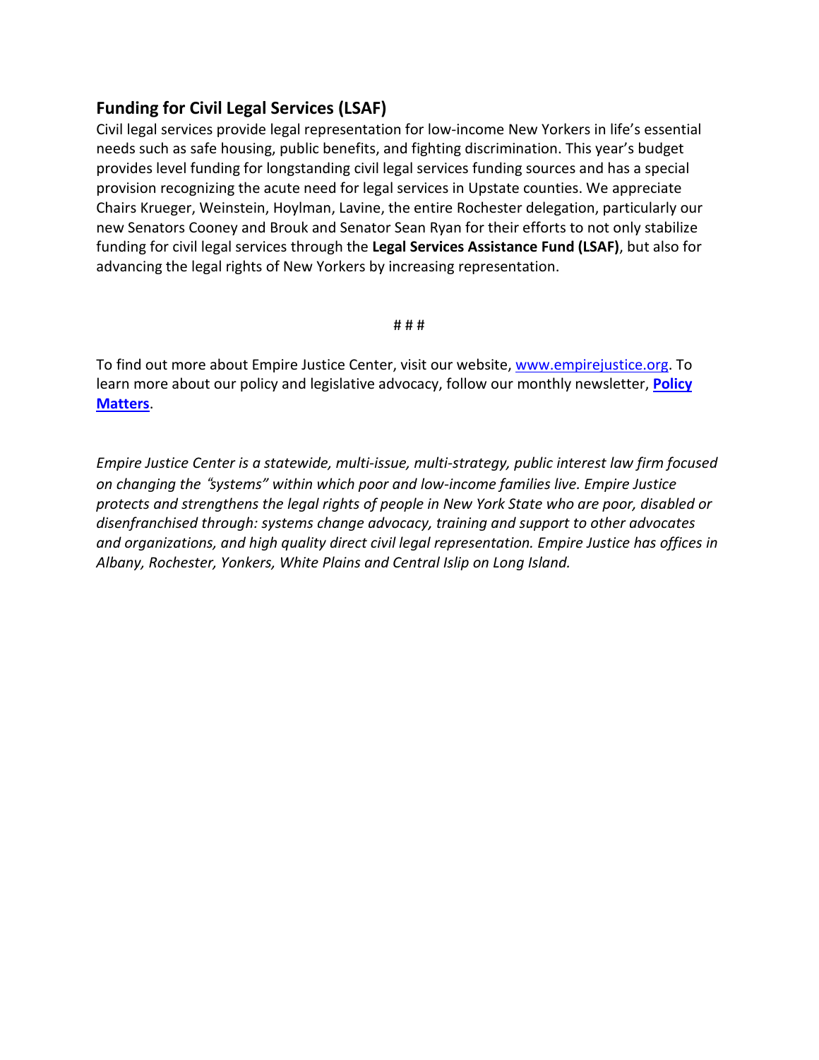## Funding for Civil Legal Services (LSAF)

Civil legal services provide legal representation for low-income New Yorkers in life's essential needs such as safe housing, public benefits, and fighting discrimination. This year's budget provides level funding for longstanding civil legal services funding sources and has a special provision recognizing the acute need for legal services in Upstate counties. We appreciate Chairs Krueger, Weinstein, Hoylman, Lavine, the entire Rochester delegation, particularly our new Senators Cooney and Brouk and Senator Sean Ryan for their efforts to not only stabilize funding for civil legal services through the **Legal Services Assistance Fund (LSAF)**, but also for advancing the legal rights of New Yorkers by increasing representation.

# # #

To find out more about Empire Justice Center, visit our website, www.empirejustice.org. To learn more about our policy and legislative advocacy, follow our monthly newsletter, **Policy Matters**.

*Empire Justice Center is a statewide, multi-issue, multi-strategy, public interest law firm focused on changing the "systems" within which poor and low-income families live. Empire Justice protects and strengthens the legal rights of people in New York State who are poor, disabled or disenfranchised through: systems change advocacy, training and support to other advocates and organizations, and high quality direct civil legal representation. Empire Justice has offices in Albany, Rochester, Yonkers, White Plains and Central Islip on Long Island.*